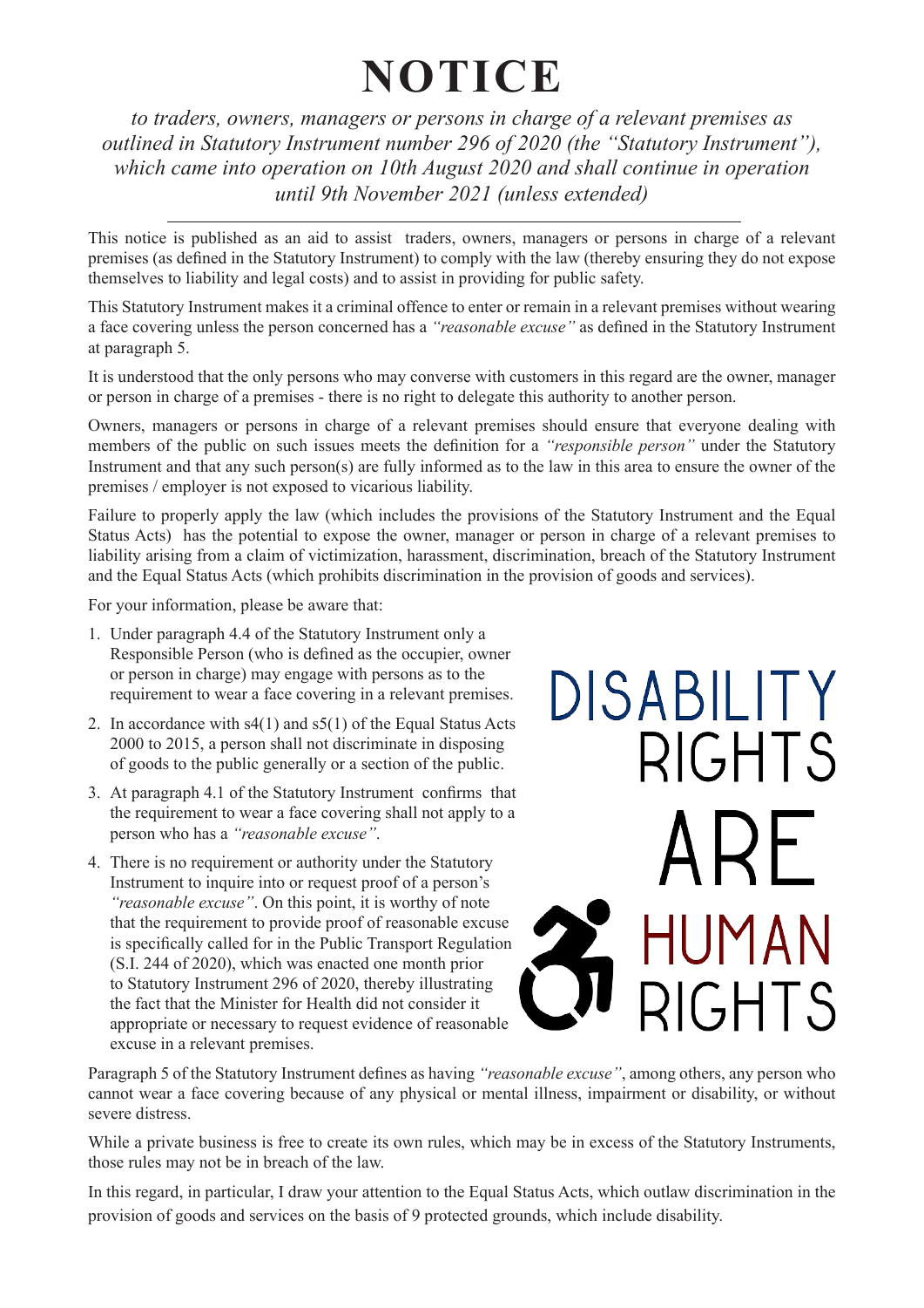# NOTICE

*to traders, owners, managers or persons in charge of a relevant premises as outlined in Statutory Instrument number 296 of 2020 (the "Statutory Instrument"), which came into operation on 10th August 2020 and shall continue in operation until 9th November 2021 (unless extended)*

---

This notice is published as an aid to assist traders, owners, managers or persons in charge of a relevant premises (as defined in the Statutory Instrument) to comply with the law (thereby ensuring they do not expose themselves to liability and legal costs) and to assist in providing for public safety.

This Statutory Instrument makes it a criminal offence to enter or remain in a relevant premises without wearing a face covering unless the person concerned has a *"reasonable excuse"* as defined in the Statutory Instrument at paragraph 5.

It is understood that the only persons who may converse with customers in this regard are the owner, manager or person in charge of a premises - there is no right to delegate this authority to another person.

Owners, managers or persons in charge of a relevant premises should ensure that everyone dealing with members of the public on such issues meets the definition for a *"responsible person"* under the Statutory Instrument and that any such person(s) are fully informed as to the law in this area to ensure the owner of the premises / employer is not exposed to vicarious liability.

Failure to properly apply the law (which includes the provisions of the Statutory Instrument and the Equal Status Acts) has the potential to expose the owner, manager or person in charge of a relevant premises to liability arising from a claim of victimization, harassment, discrimination, breach of the Statutory Instrument and the Equal Status Acts (which prohibits discrimination in the provision of goods and services).

For your information, please be aware that:

1. Under paragraph 4.4 of the Statutory Instrument only a Responsible Person (who is defined as the occupier, owner or person in charge) may engage with persons as to the requirement to wear a face covering in a relevant premises.
2. In accordance with s4(1) and s5(1) of the Equal Status Acts 2000 to 2015, a person shall not discriminate in disposing of goods to the public generally or a section of the public.
3. At paragraph 4.1 of the Statutory Instrument confirms that the requirement to wear a face covering shall not apply to a person who has a *"reasonable excuse"*.
4. There is no requirement or authority under the Statutory Instrument to inquire into or request proof of a person's *"reasonable excuse"*. On this point, it is worthy of note that the requirement to provide proof of reasonable excuse is specifically called for in the Public Transport Regulation (S.I. 244 of 2020), which was enacted one month prior to Statutory Instrument 296 of 2020, thereby illustrating the fact that the Minister for Health did not consider it appropriate or necessary to request evidence of reasonable excuse in a relevant premises.

DISABILITY RIGHTS ARE HUMAN RIGHTS

Paragraph 5 of the Statutory Instrument defines as having *"reasonable excuse"*, among others, any person who cannot wear a face covering because of any physical or mental illness, impairment or disability, or without severe distress.

While a private business is free to create its own rules, which may be in excess of the Statutory Instruments, those rules may not be in breach of the law.

In this regard, in particular, I draw your attention to the Equal Status Acts, which outlaw discrimination in the provision of goods and services on the basis of 9 protected grounds, which include disability.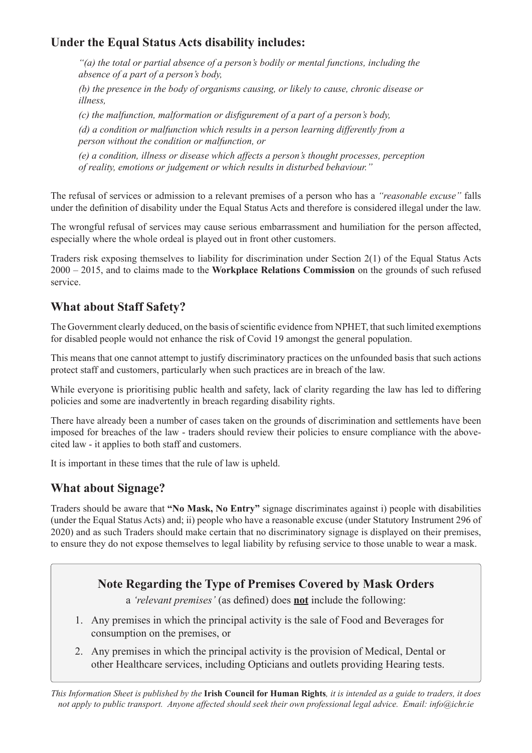## Under the Equal Status Acts disability includes:

> *"(a) the total or partial absence of a person's bodily or mental functions, including the absence of a part of a person's body,*
>
> *(b) the presence in the body of organisms causing, or likely to cause, chronic disease or illness,*
>
> *(c) the malfunction, malformation or disfigurement of a part of a person's body,*
>
> *(d) a condition or malfunction which results in a person learning differently from a person without the condition or malfunction, or*
>
> *(e) a condition, illness or disease which affects a person's thought processes, perception of reality, emotions or judgement or which results in disturbed behaviour."*

The refusal of services or admission to a relevant premises of a person who has a *"reasonable excuse"* falls under the definition of disability under the Equal Status Acts and therefore is considered illegal under the law.

The wrongful refusal of services may cause serious embarrassment and humiliation for the person affected, especially where the whole ordeal is played out in front other customers.

Traders risk exposing themselves to liability for discrimination under Section 2(1) of the Equal Status Acts 2000 – 2015, and to claims made to the **Workplace Relations Commission** on the grounds of such refused service.

## What about Staff Safety?

The Government clearly deduced, on the basis of scientific evidence from NPHET, that such limited exemptions for disabled people would not enhance the risk of Covid 19 amongst the general population.

This means that one cannot attempt to justify discriminatory practices on the unfounded basis that such actions protect staff and customers, particularly when such practices are in breach of the law.

While everyone is prioritising public health and safety, lack of clarity regarding the law has led to differing policies and some are inadvertently in breach regarding disability rights.

There have already been a number of cases taken on the grounds of discrimination and settlements have been imposed for breaches of the law - traders should review their policies to ensure compliance with the above-cited law - it applies to both staff and customers.

It is important in these times that the rule of law is upheld.

## What about Signage?

Traders should be aware that **"No Mask, No Entry"** signage discriminates against i) people with disabilities (under the Equal Status Acts) and; ii) people who have a reasonable excuse (under Statutory Instrument 296 of 2020) and as such Traders should make certain that no discriminatory signage is displayed on their premises, to ensure they do not expose themselves to legal liability by refusing service to those unable to wear a mask.

### Note Regarding the Type of Premises Covered by Mask Orders

a *'relevant premises'* (as defined) does **not** include the following:

1. Any premises in which the principal activity is the sale of Food and Beverages for consumption on the premises, or
2. Any premises in which the principal activity is the provision of Medical, Dental or other Healthcare services, including Opticians and outlets providing Hearing tests.

*This Information Sheet is published by the* **Irish Council for Human Rights***, it is intended as a guide to traders, it does not apply to public transport. Anyone affected should seek their own professional legal advice. Email: info@ichr.ie*